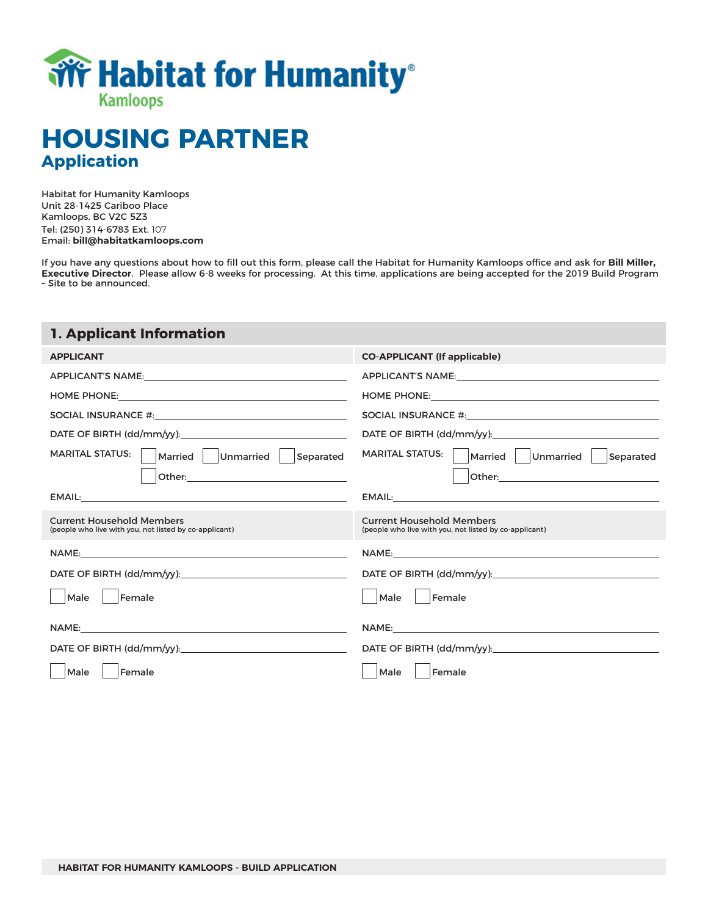Habitat for Humanity® Kamloops

# HOUSING PARTNER
## Application

Habitat for Humanity Kamloops
Unit 28-1425 Cariboo Place
Kamloops, BC V2C 5Z3
Tel: (250) 314-6783 Ext. 107
Email: **bill@habitatkamloops.com**

If you have any questions about how to fill out this form, please call the Habitat for Humanity Kamloops office and ask for **Bill Miller, Executive Director**. Please allow 6-8 weeks for processing. At this time, applications are being accepted for the 2019 Build Program – Site to be announced.

## 1. Applicant Information

### APPLICANT

APPLICANT'S NAME: ____________________

HOME PHONE: ____________________

SOCIAL INSURANCE #: ____________________

DATE OF BIRTH (dd/mm/yy): ____________________

MARITAL STATUS: ☐ Married ☐ Unmarried ☐ Separated ☐ Other: ____________________

EMAIL: ____________________

**Current Household Members**
(people who live with you, not listed by co-applicant)

NAME: ____________________

DATE OF BIRTH (dd/mm/yy): ____________________

☐ Male ☐ Female

NAME: ____________________

DATE OF BIRTH (dd/mm/yy): ____________________

☐ Male ☐ Female

### CO-APPLICANT (If applicable)

APPLICANT'S NAME: ____________________

HOME PHONE: ____________________

SOCIAL INSURANCE #: ____________________

DATE OF BIRTH (dd/mm/yy): ____________________

MARITAL STATUS: ☐ Married ☐ Unmarried ☐ Separated ☐ Other: ____________________

EMAIL: ____________________

**Current Household Members**
(people who live with you, not listed by co-applicant)

NAME: ____________________

DATE OF BIRTH (dd/mm/yy): ____________________

☐ Male ☐ Female

NAME: ____________________

DATE OF BIRTH (dd/mm/yy): ____________________

☐ Male ☐ Female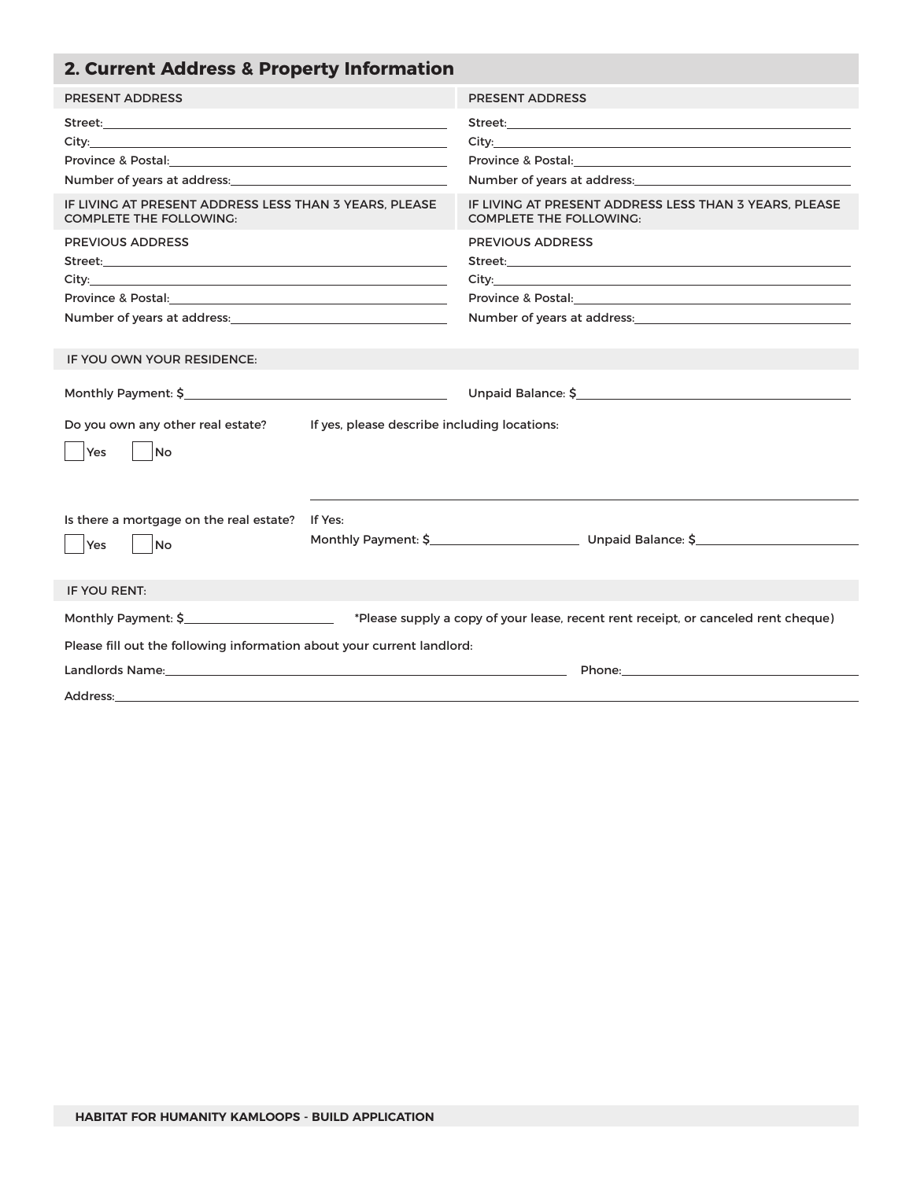## 2. Current Address & Property Information

| PRESENT ADDRESS | PRESENT ADDRESS |
|---|---|
| Street: | Street: |
| City: | City: |
| Province & Postal: | Province & Postal: |
| Number of years at address: | Number of years at address: |
| IF LIVING AT PRESENT ADDRESS LESS THAN 3 YEARS, PLEASE COMPLETE THE FOLLOWING: | IF LIVING AT PRESENT ADDRESS LESS THAN 3 YEARS, PLEASE COMPLETE THE FOLLOWING: |
| PREVIOUS ADDRESS | PREVIOUS ADDRESS |
| Street: | Street: |
| City: | City: |
| Province & Postal: | Province & Postal: |
| Number of years at address: | Number of years at address: |

### IF YOU OWN YOUR RESIDENCE:

Monthly Payment: $______________________ Unpaid Balance: $______________________

Do you own any other real estate? ☐ Yes ☐ No

If yes, please describe including locations:

______________________________________________

Is there a mortgage on the real estate? ☐ Yes ☐ No

If Yes:
Monthly Payment: $______________ Unpaid Balance: $______________

### IF YOU RENT:

Monthly Payment: $______________ *Please supply a copy of your lease, recent rent receipt, or canceled rent cheque)

Please fill out the following information about your current landlord:

Landlords Name:______________________________ Phone:______________________

Address:______________________________________________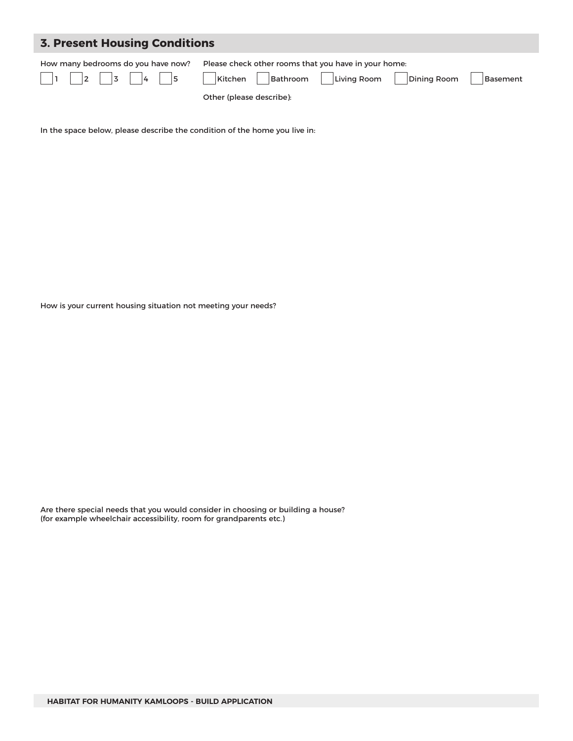## 3. Present Housing Conditions

How many bedrooms do you have now?

☐ 1 ☐ 2 ☐ 3 ☐ 4 ☐ 5

Please check other rooms that you have in your home:

☐ Kitchen ☐ Bathroom ☐ Living Room ☐ Dining Room ☐ Basement

Other (please describe):

In the space below, please describe the condition of the home you live in:

How is your current housing situation not meeting your needs?

Are there special needs that you would consider in choosing or building a house?
(for example wheelchair accessibility, room for grandparents etc.)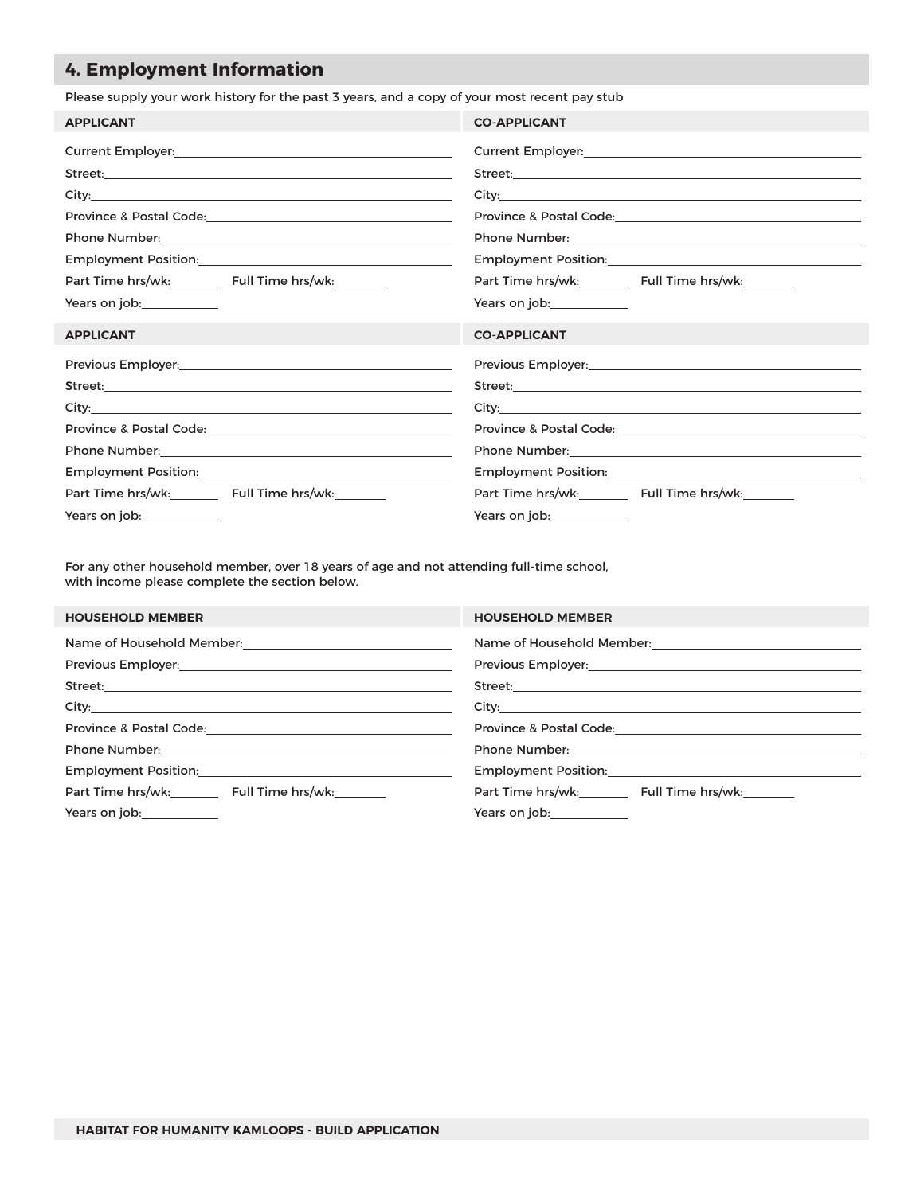## 4. Employment Information

Please supply your work history for the past 3 years, and a copy of your most recent pay stub

**APPLICANT**

Current Employer:\_\_\_\_\_\_\_\_\_\_\_\_\_\_\_\_\_\_\_\_

Street:\_\_\_\_\_\_\_\_\_\_\_\_\_\_\_\_\_\_\_\_

City:\_\_\_\_\_\_\_\_\_\_\_\_\_\_\_\_\_\_\_\_

Province & Postal Code:\_\_\_\_\_\_\_\_\_\_\_\_\_\_\_\_\_\_\_\_

Phone Number:\_\_\_\_\_\_\_\_\_\_\_\_\_\_\_\_\_\_\_\_

Employment Position:\_\_\_\_\_\_\_\_\_\_\_\_\_\_\_\_\_\_\_\_

Part Time hrs/wk:\_\_\_\_\_\_\_\_ Full Time hrs/wk:\_\_\_\_\_\_\_\_

Years on job:\_\_\_\_\_\_\_\_

**CO-APPLICANT**

Current Employer:\_\_\_\_\_\_\_\_\_\_\_\_\_\_\_\_\_\_\_\_

Street:\_\_\_\_\_\_\_\_\_\_\_\_\_\_\_\_\_\_\_\_

City:\_\_\_\_\_\_\_\_\_\_\_\_\_\_\_\_\_\_\_\_

Province & Postal Code:\_\_\_\_\_\_\_\_\_\_\_\_\_\_\_\_\_\_\_\_

Phone Number:\_\_\_\_\_\_\_\_\_\_\_\_\_\_\_\_\_\_\_\_

Employment Position:\_\_\_\_\_\_\_\_\_\_\_\_\_\_\_\_\_\_\_\_

Part Time hrs/wk:\_\_\_\_\_\_\_\_ Full Time hrs/wk:\_\_\_\_\_\_\_\_

Years on job:\_\_\_\_\_\_\_\_

**APPLICANT**

Previous Employer:\_\_\_\_\_\_\_\_\_\_\_\_\_\_\_\_\_\_\_\_

Street:\_\_\_\_\_\_\_\_\_\_\_\_\_\_\_\_\_\_\_\_

City:\_\_\_\_\_\_\_\_\_\_\_\_\_\_\_\_\_\_\_\_

Province & Postal Code:\_\_\_\_\_\_\_\_\_\_\_\_\_\_\_\_\_\_\_\_

Phone Number:\_\_\_\_\_\_\_\_\_\_\_\_\_\_\_\_\_\_\_\_

Employment Position:\_\_\_\_\_\_\_\_\_\_\_\_\_\_\_\_\_\_\_\_

Part Time hrs/wk:\_\_\_\_\_\_\_\_ Full Time hrs/wk:\_\_\_\_\_\_\_\_

Years on job:\_\_\_\_\_\_\_\_

**CO-APPLICANT**

Previous Employer:\_\_\_\_\_\_\_\_\_\_\_\_\_\_\_\_\_\_\_\_

Street:\_\_\_\_\_\_\_\_\_\_\_\_\_\_\_\_\_\_\_\_

City:\_\_\_\_\_\_\_\_\_\_\_\_\_\_\_\_\_\_\_\_

Province & Postal Code:\_\_\_\_\_\_\_\_\_\_\_\_\_\_\_\_\_\_\_\_

Phone Number:\_\_\_\_\_\_\_\_\_\_\_\_\_\_\_\_\_\_\_\_

Employment Position:\_\_\_\_\_\_\_\_\_\_\_\_\_\_\_\_\_\_\_\_

Part Time hrs/wk:\_\_\_\_\_\_\_\_ Full Time hrs/wk:\_\_\_\_\_\_\_\_

Years on job:\_\_\_\_\_\_\_\_

For any other household member, over 18 years of age and not attending full-time school, with income please complete the section below.

**HOUSEHOLD MEMBER**

Name of Household Member:\_\_\_\_\_\_\_\_\_\_\_\_\_\_\_\_\_\_\_\_

Previous Employer:\_\_\_\_\_\_\_\_\_\_\_\_\_\_\_\_\_\_\_\_

Street:\_\_\_\_\_\_\_\_\_\_\_\_\_\_\_\_\_\_\_\_

City:\_\_\_\_\_\_\_\_\_\_\_\_\_\_\_\_\_\_\_\_

Province & Postal Code:\_\_\_\_\_\_\_\_\_\_\_\_\_\_\_\_\_\_\_\_

Phone Number:\_\_\_\_\_\_\_\_\_\_\_\_\_\_\_\_\_\_\_\_

Employment Position:\_\_\_\_\_\_\_\_\_\_\_\_\_\_\_\_\_\_\_\_

Part Time hrs/wk:\_\_\_\_\_\_\_\_ Full Time hrs/wk:\_\_\_\_\_\_\_\_

Years on job:\_\_\_\_\_\_\_\_

**HOUSEHOLD MEMBER**

Name of Household Member:\_\_\_\_\_\_\_\_\_\_\_\_\_\_\_\_\_\_\_\_

Previous Employer:\_\_\_\_\_\_\_\_\_\_\_\_\_\_\_\_\_\_\_\_

Street:\_\_\_\_\_\_\_\_\_\_\_\_\_\_\_\_\_\_\_\_

City:\_\_\_\_\_\_\_\_\_\_\_\_\_\_\_\_\_\_\_\_

Province & Postal Code:\_\_\_\_\_\_\_\_\_\_\_\_\_\_\_\_\_\_\_\_

Phone Number:\_\_\_\_\_\_\_\_\_\_\_\_\_\_\_\_\_\_\_\_

Employment Position:\_\_\_\_\_\_\_\_\_\_\_\_\_\_\_\_\_\_\_\_

Part Time hrs/wk:\_\_\_\_\_\_\_\_ Full Time hrs/wk:\_\_\_\_\_\_\_\_

Years on job:\_\_\_\_\_\_\_\_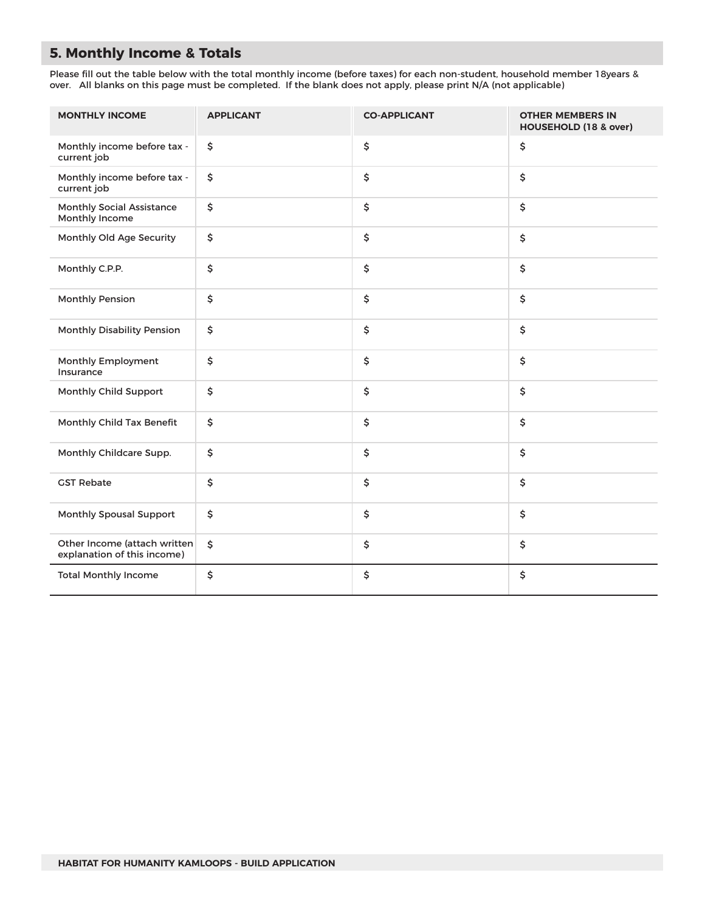## 5. Monthly Income & Totals

Please fill out the table below with the total monthly income (before taxes) for each non-student, household member 18years & over. All blanks on this page must be completed. If the blank does not apply, please print N/A (not applicable)

| MONTHLY INCOME | APPLICANT | CO-APPLICANT | OTHER MEMBERS IN HOUSEHOLD (18 & over) |
|---|---|---|---|
| Monthly income before tax - current job | $ | $ | $ |
| Monthly income before tax - current job | $ | $ | $ |
| Monthly Social Assistance Monthly Income | $ | $ | $ |
| Monthly Old Age Security | $ | $ | $ |
| Monthly C.P.P. | $ | $ | $ |
| Monthly Pension | $ | $ | $ |
| Monthly Disability Pension | $ | $ | $ |
| Monthly Employment Insurance | $ | $ | $ |
| Monthly Child Support | $ | $ | $ |
| Monthly Child Tax Benefit | $ | $ | $ |
| Monthly Childcare Supp. | $ | $ | $ |
| GST Rebate | $ | $ | $ |
| Monthly Spousal Support | $ | $ | $ |
| Other Income (attach written explanation of this income) | $ | $ | $ |
| Total Monthly Income | $ | $ | $ |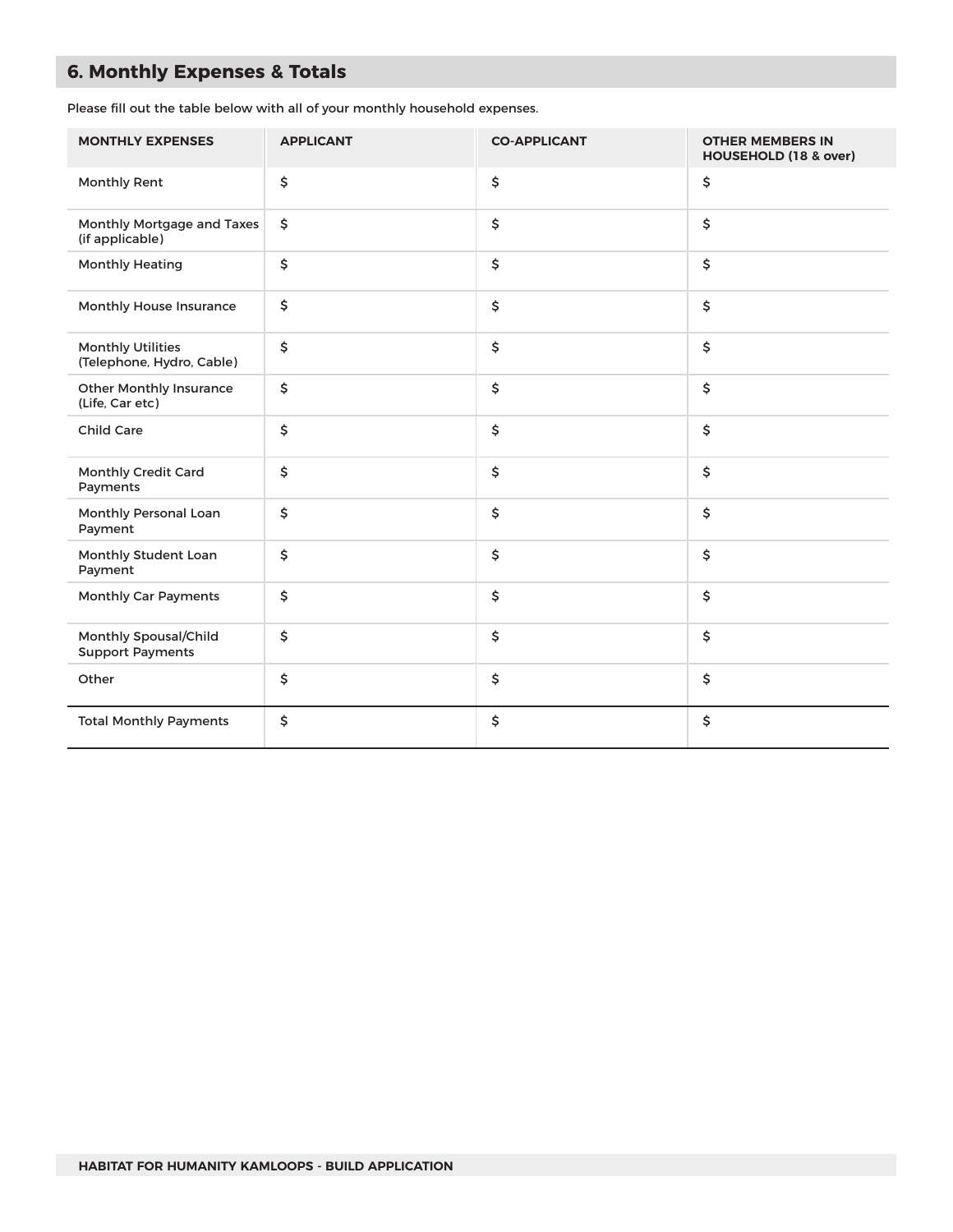## 6. Monthly Expenses & Totals

Please fill out the table below with all of your monthly household expenses.

| MONTHLY EXPENSES | APPLICANT | CO-APPLICANT | OTHER MEMBERS IN HOUSEHOLD (18 & over) |
|---|---|---|---|
| Monthly Rent | $ | $ | $ |
| Monthly Mortgage and Taxes (if applicable) | $ | $ | $ |
| Monthly Heating | $ | $ | $ |
| Monthly House Insurance | $ | $ | $ |
| Monthly Utilities (Telephone, Hydro, Cable) | $ | $ | $ |
| Other Monthly Insurance (Life, Car etc) | $ | $ | $ |
| Child Care | $ | $ | $ |
| Monthly Credit Card Payments | $ | $ | $ |
| Monthly Personal Loan Payment | $ | $ | $ |
| Monthly Student Loan Payment | $ | $ | $ |
| Monthly Car Payments | $ | $ | $ |
| Monthly Spousal/Child Support Payments | $ | $ | $ |
| Other | $ | $ | $ |
| Total Monthly Payments | $ | $ | $ |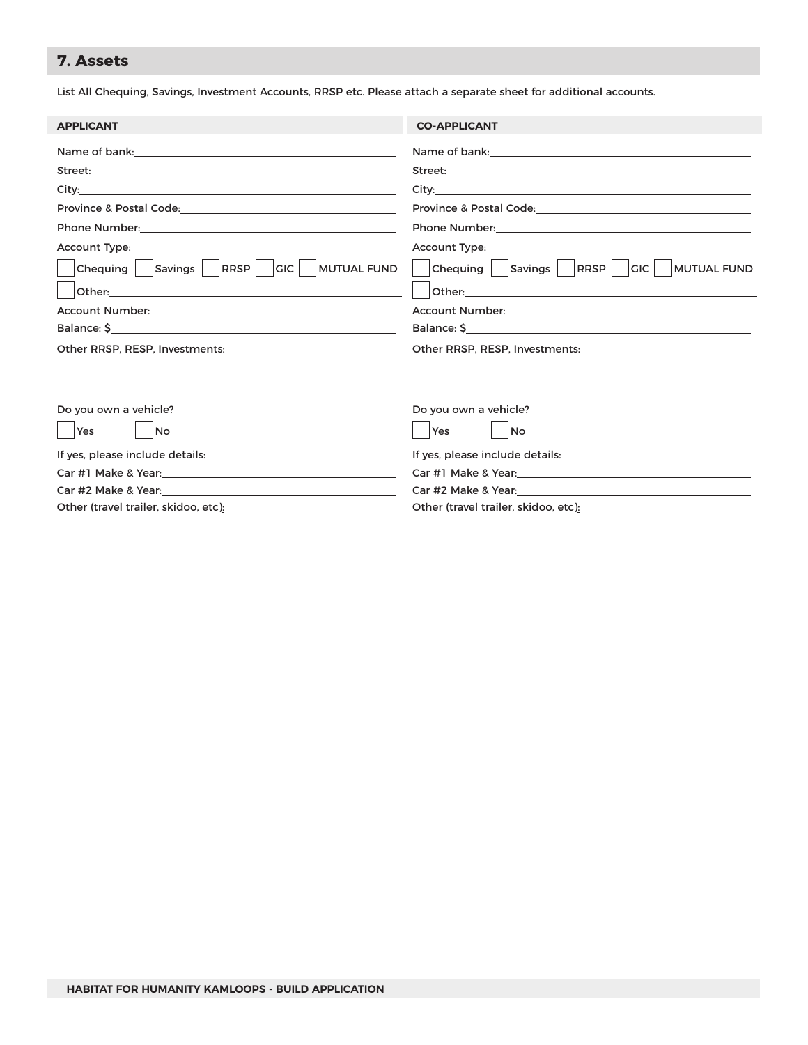## 7. Assets

List All Chequing, Savings, Investment Accounts, RRSP etc. Please attach a separate sheet for additional accounts.

**APPLICANT**

Name of bank: ____________________

Street: ____________________

City: ____________________

Province & Postal Code: ____________________

Phone Number: ____________________

Account Type:

☐ Chequing ☐ Savings ☐ RRSP ☐ GIC ☐ MUTUAL FUND

☐ Other: ____________________

Account Number: ____________________

Balance: $ ____________________

Other RRSP, RESP, Investments:

____________________

Do you own a vehicle?

☐ Yes ☐ No

If yes, please include details:

Car #1 Make & Year: ____________________

Car #2 Make & Year: ____________________

Other (travel trailer, skidoo, etc):

____________________

**CO-APPLICANT**

Name of bank: ____________________

Street: ____________________

City: ____________________

Province & Postal Code: ____________________

Phone Number: ____________________

Account Type:

☐ Chequing ☐ Savings ☐ RRSP ☐ GIC ☐ MUTUAL FUND

☐ Other: ____________________

Account Number: ____________________

Balance: $ ____________________

Other RRSP, RESP, Investments:

____________________

Do you own a vehicle?

☐ Yes ☐ No

If yes, please include details:

Car #1 Make & Year: ____________________

Car #2 Make & Year: ____________________

Other (travel trailer, skidoo, etc):

____________________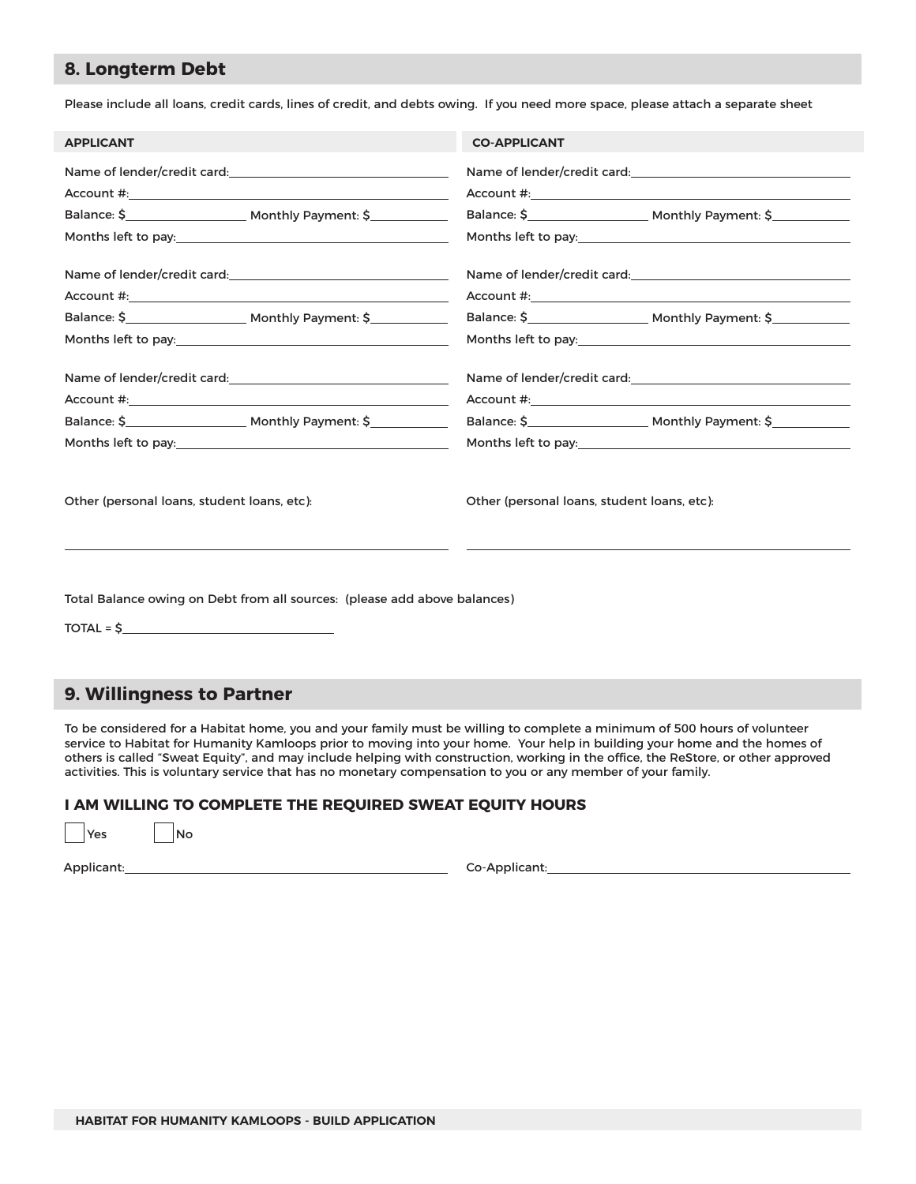## 8. Longterm Debt

Please include all loans, credit cards, lines of credit, and debts owing. If you need more space, please attach a separate sheet

**APPLICANT**

Name of lender/credit card: ____________________

Account #: ____________________

Balance: $__________ Monthly Payment: $__________

Months left to pay: ____________________

Name of lender/credit card: ____________________

Account #: ____________________

Balance: $__________ Monthly Payment: $__________

Months left to pay: ____________________

Name of lender/credit card: ____________________

Account #: ____________________

Balance: $__________ Monthly Payment: $__________

Months left to pay: ____________________

Other (personal loans, student loans, etc):

____________________

**CO-APPLICANT**

Name of lender/credit card: ____________________

Account #: ____________________

Balance: $__________ Monthly Payment: $__________

Months left to pay: ____________________

Name of lender/credit card: ____________________

Account #: ____________________

Balance: $__________ Monthly Payment: $__________

Months left to pay: ____________________

Name of lender/credit card: ____________________

Account #: ____________________

Balance: $__________ Monthly Payment: $__________

Months left to pay: ____________________

Other (personal loans, student loans, etc):

____________________

Total Balance owing on Debt from all sources: (please add above balances)

TOTAL = $____________________

## 9. Willingness to Partner

To be considered for a Habitat home, you and your family must be willing to complete a minimum of 500 hours of volunteer service to Habitat for Humanity Kamloops prior to moving into your home. Your help in building your home and the homes of others is called "Sweat Equity", and may include helping with construction, working in the office, the ReStore, or other approved activities. This is voluntary service that has no monetary compensation to you or any member of your family.

### I AM WILLING TO COMPLETE THE REQUIRED SWEAT EQUITY HOURS

☐ Yes ☐ No

Applicant: ____________________ Co-Applicant: ____________________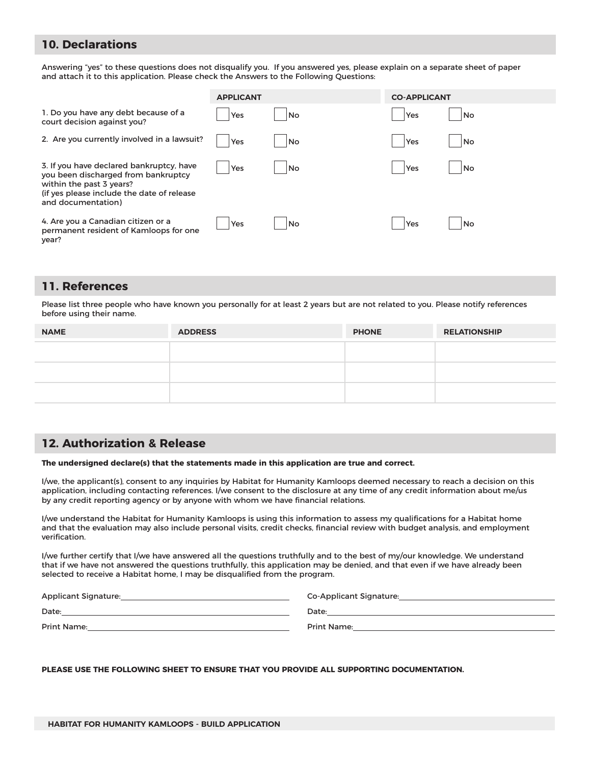## 10. Declarations

Answering "yes" to these questions does not disqualify you. If you answered yes, please explain on a separate sheet of paper and attach it to this application. Please check the Answers to the Following Questions:

| | APPLICANT | | CO-APPLICANT | |
|---|---|---|---|---|
| 1. Do you have any debt because of a court decision against you? | ☐ Yes | ☐ No | ☐ Yes | ☐ No |
| 2. Are you currently involved in a lawsuit? | ☐ Yes | ☐ No | ☐ Yes | ☐ No |
| 3. If you have declared bankruptcy, have you been discharged from bankruptcy within the past 3 years? (if yes please include the date of release and documentation) | ☐ Yes | ☐ No | ☐ Yes | ☐ No |
| 4. Are you a Canadian citizen or a permanent resident of Kamloops for one year? | ☐ Yes | ☐ No | ☐ Yes | ☐ No |

## 11. References

Please list three people who have known you personally for at least 2 years but are not related to you. Please notify references before using their name.

| NAME | ADDRESS | PHONE | RELATIONSHIP |
|---|---|---|---|
| | | | |
| | | | |
| | | | |

## 12. Authorization & Release

**The undersigned declare(s) that the statements made in this application are true and correct.**

I/we, the applicant(s), consent to any inquiries by Habitat for Humanity Kamloops deemed necessary to reach a decision on this application, including contacting references. I/we consent to the disclosure at any time of any credit information about me/us by any credit reporting agency or by anyone with whom we have financial relations.

I/we understand the Habitat for Humanity Kamloops is using this information to assess my qualifications for a Habitat home and that the evaluation may also include personal visits, credit checks, financial review with budget analysis, and employment verification.

I/we further certify that I/we have answered all the questions truthfully and to the best of my/our knowledge. We understand that if we have not answered the questions truthfully, this application may be denied, and that even if we have already been selected to receive a Habitat home, I may be disqualified from the program.

Applicant Signature: ____________________

Date: ____________________

Print Name: ____________________

Co-Applicant Signature: ____________________

Date: ____________________

Print Name: ____________________

**PLEASE USE THE FOLLOWING SHEET TO ENSURE THAT YOU PROVIDE ALL SUPPORTING DOCUMENTATION.**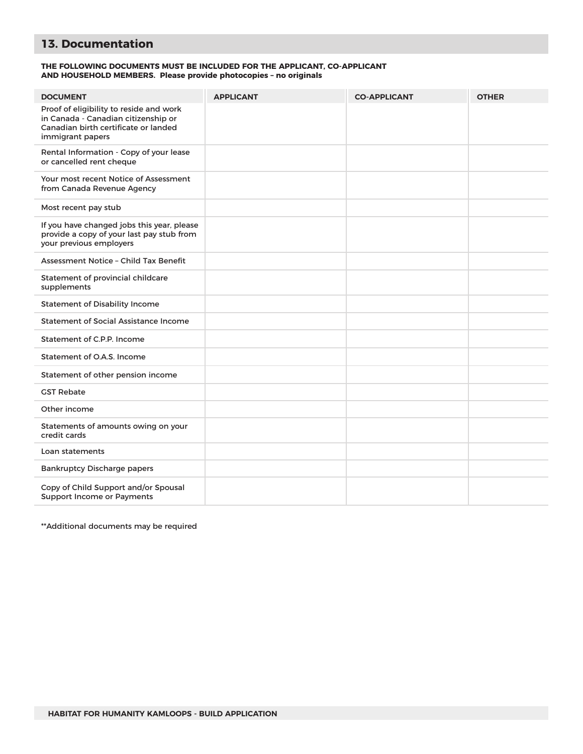## 13. Documentation

**THE FOLLOWING DOCUMENTS MUST BE INCLUDED FOR THE APPLICANT, CO-APPLICANT AND HOUSEHOLD MEMBERS. Please provide photocopies – no originals**

| DOCUMENT | APPLICANT | CO-APPLICANT | OTHER |
|---|---|---|---|
| Proof of eligibility to reside and work in Canada - Canadian citizenship or Canadian birth certificate or landed immigrant papers | | | |
| Rental Information - Copy of your lease or cancelled rent cheque | | | |
| Your most recent Notice of Assessment from Canada Revenue Agency | | | |
| Most recent pay stub | | | |
| If you have changed jobs this year, please provide a copy of your last pay stub from your previous employers | | | |
| Assessment Notice – Child Tax Benefit | | | |
| Statement of provincial childcare supplements | | | |
| Statement of Disability Income | | | |
| Statement of Social Assistance Income | | | |
| Statement of C.P.P. Income | | | |
| Statement of O.A.S. Income | | | |
| Statement of other pension income | | | |
| GST Rebate | | | |
| Other income | | | |
| Statements of amounts owing on your credit cards | | | |
| Loan statements | | | |
| Bankruptcy Discharge papers | | | |
| Copy of Child Support and/or Spousal Support Income or Payments | | | |

**Additional documents may be required